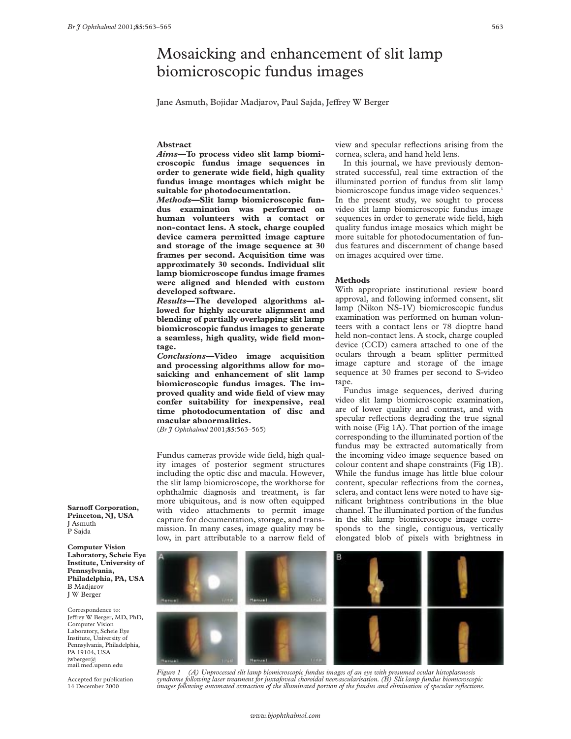# Mosaicking and enhancement of slit lamp biomicroscopic fundus images

Jane Asmuth, Bojidar Madjarov, Paul Sajda, Jeffrey W Berger

## Abstract

***Aims*—To process video slit lamp biomicroscopic fundus image sequences in order to generate wide field, high quality fundus image montages which might be suitable for photodocumentation.**

***Methods*—Slit lamp biomicroscopic fundus examination was performed on human volunteers with a contact or non-contact lens. A stock, charge coupled device camera permitted image capture and storage of the image sequence at 30 frames per second. Acquisition time was approximately 30 seconds. Individual slit lamp biomicroscope fundus image frames were aligned and blended with custom developed software.**

***Results*—The developed algorithms allowed for highly accurate alignment and blending of partially overlapping slit lamp biomicroscopic fundus images to generate a seamless, high quality, wide field montage.**

***Conclusions*—Video image acquisition and processing algorithms allow for mosaicking and enhancement of slit lamp biomicroscopic fundus images. The improved quality and wide field of view may confer suitability for inexpensive, real time photodocumentation of disc and macular abnormalities.**

(*Br J Ophthalmol* 2001;**85**:563–565)

Fundus cameras provide wide field, high quality images of posterior segment structures including the optic disc and macula. However, the slit lamp biomicroscope, the workhorse for ophthalmic diagnosis and treatment, is far more ubiquitous, and is now often equipped with video attachments to permit image capture for documentation, storage, and transmission. In many cases, image quality may be low, in part attributable to a narrow field of view and specular reflections arising from the cornea, sclera, and hand held lens.

In this journal, we have previously demonstrated successful, real time extraction of the illuminated portion of fundus from slit lamp biomicroscope fundus image video sequences.[1] In the present study, we sought to process video slit lamp biomicroscopic fundus image sequences in order to generate wide field, high quality fundus image mosaics which might be more suitable for photodocumentation of fundus features and discernment of change based on images acquired over time.

## Methods

With appropriate institutional review board approval, and following informed consent, slit lamp (Nikon NS-1V) biomicroscopic fundus examination was performed on human volunteers with a contact lens or 78 dioptre hand held non-contact lens. A stock, charge coupled device (CCD) camera attached to one of the oculars through a beam splitter permitted image capture and storage of the image sequence at 30 frames per second to S-video tape.

Fundus image sequences, derived during video slit lamp biomicroscopic examination, are of lower quality and contrast, and with specular reflections degrading the true signal with noise (Fig 1A). That portion of the image corresponding to the illuminated portion of the fundus may be extracted automatically from the incoming video image sequence based on colour content and shape constraints (Fig 1B). While the fundus image has little blue colour content, specular reflections from the cornea, sclera, and contact lens were noted to have significant brightness contributions in the blue channel. The illuminated portion of the fundus in the slit lamp biomicroscope image corresponds to the single, contiguous, vertically elongated blob of pixels with brightness in

Figure 1 (A) Unprocessed slit lamp biomicroscopic fundus images of an eye with presumed ocular histoplasmosis syndrome following laser treatment for juxtafoveal choroidal neovascularisation. (B) Slit lamp fundus biomicroscopic images following automated extraction of the illuminated portion of the fundus and elimination of specular reflections.

**Sarnoff Corporation, Princeton, NJ, USA**
J Asmuth
P Sajda

**Computer Vision Laboratory, Scheie Eye Institute, University of Pennsylvania, Philadelphia, PA, USA**
B Madjarov
J W Berger

Correspondence to: Jeffrey W Berger, MD, PhD, Computer Vision Laboratory, Scheie Eye Institute, University of Pennsylvania, Philadelphia, PA 19104, USA
jwberger@mail.med.upenn.edu

Accepted for publication 14 December 2000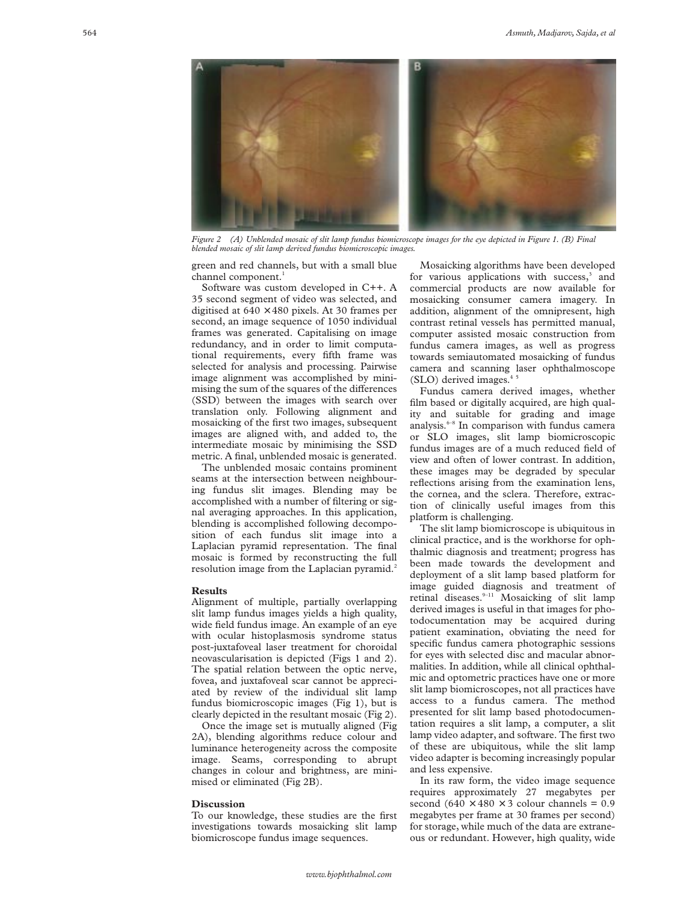*Figure 2 (A) Unblended mosaic of slit lamp fundus biomicroscope images for the eye depicted in Figure 1. (B) Final blended mosaic of slit lamp derived fundus biomicroscopic images.*

green and red channels, but with a small blue channel component.[1]

Software was custom developed in C++. A 35 second segment of video was selected, and digitised at 640 × 480 pixels. At 30 frames per second, an image sequence of 1050 individual frames was generated. Capitalising on image redundancy, and in order to limit computational requirements, every fifth frame was selected for analysis and processing. Pairwise image alignment was accomplished by minimising the sum of the squares of the differences (SSD) between the images with search over translation only. Following alignment and mosaicking of the first two images, subsequent images are aligned with, and added to, the intermediate mosaic by minimising the SSD metric. A final, unblended mosaic is generated.

The unblended mosaic contains prominent seams at the intersection between neighbouring fundus slit images. Blending may be accomplished with a number of filtering or signal averaging approaches. In this application, blending is accomplished following decomposition of each fundus slit image into a Laplacian pyramid representation. The final mosaic is formed by reconstructing the full resolution image from the Laplacian pyramid.[2]

## Results

Alignment of multiple, partially overlapping slit lamp fundus images yields a high quality, wide field fundus image. An example of an eye with ocular histoplasmosis syndrome status post-juxtafoveal laser treatment for choroidal neovascularisation is depicted (Figs 1 and 2). The spatial relation between the optic nerve, fovea, and juxtafoveal scar cannot be appreciated by review of the individual slit lamp fundus biomicroscopic images (Fig 1), but is clearly depicted in the resultant mosaic (Fig 2).

Once the image set is mutually aligned (Fig 2A), blending algorithms reduce colour and luminance heterogeneity across the composite image. Seams, corresponding to abrupt changes in colour and brightness, are minimised or eliminated (Fig 2B).

## Discussion

To our knowledge, these studies are the first investigations towards mosaicking slit lamp biomicroscope fundus image sequences.

Mosaicking algorithms have been developed for various applications with success,[3] and commercial products are now available for mosaicking consumer camera imagery. In addition, alignment of the omnipresent, high contrast retinal vessels has permitted manual, computer assisted mosaic construction from fundus camera images, as well as progress towards semiautomated mosaicking of fundus camera and scanning laser ophthalmoscope (SLO) derived images.[4 5]

Fundus camera derived images, whether film based or digitally acquired, are high quality and suitable for grading and image analysis.[6–8] In comparison with fundus camera or SLO images, slit lamp biomicroscopic fundus images are of a much reduced field of view and often of lower contrast. In addition, these images may be degraded by specular reflections arising from the examination lens, the cornea, and the sclera. Therefore, extraction of clinically useful images from this platform is challenging.

The slit lamp biomicroscope is ubiquitous in clinical practice, and is the workhorse for ophthalmic diagnosis and treatment; progress has been made towards the development and deployment of a slit lamp based platform for image guided diagnosis and treatment of retinal diseases.[9–11] Mosaicking of slit lamp derived images is useful in that images for photodocumentation may be acquired during patient examination, obviating the need for specific fundus camera photographic sessions for eyes with selected disc and macular abnormalities. In addition, while all clinical ophthalmic and optometric practices have one or more slit lamp biomicroscopes, not all practices have access to a fundus camera. The method presented for slit lamp based photodocumentation requires a slit lamp, a computer, a slit lamp video adapter, and software. The first two of these are ubiquitous, while the slit lamp video adapter is becoming increasingly popular and less expensive.

In its raw form, the video image sequence requires approximately 27 megabytes per second (640 × 480 × 3 colour channels = 0.9 megabytes per frame at 30 frames per second) for storage, while much of the data are extraneous or redundant. However, high quality, wide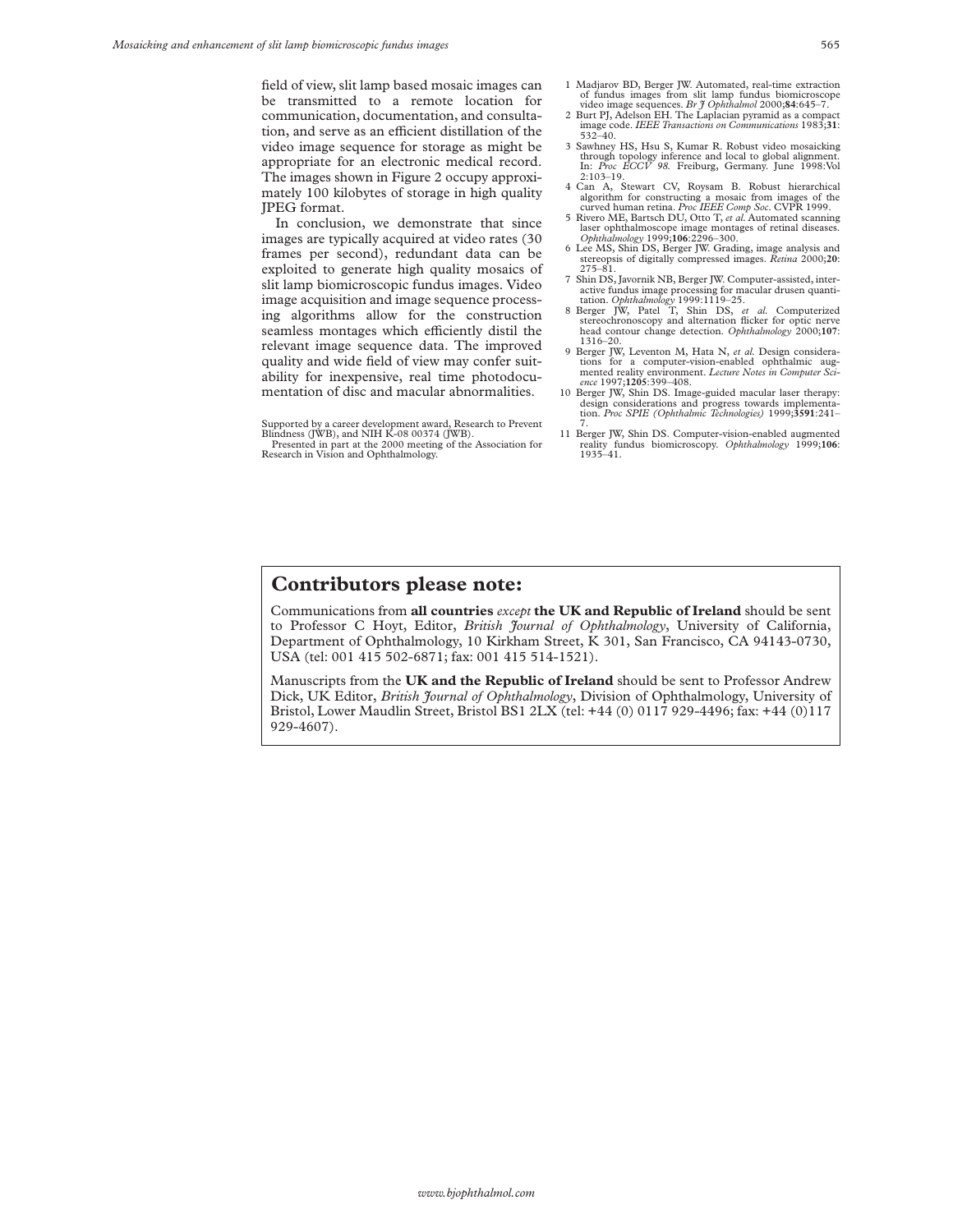field of view, slit lamp based mosaic images can be transmitted to a remote location for communication, documentation, and consultation, and serve as an efficient distillation of the video image sequence for storage as might be appropriate for an electronic medical record. The images shown in Figure 2 occupy approximately 100 kilobytes of storage in high quality JPEG format.

In conclusion, we demonstrate that since images are typically acquired at video rates (30 frames per second), redundant data can be exploited to generate high quality mosaics of slit lamp biomicroscopic fundus images. Video image acquisition and image sequence processing algorithms allow for the construction seamless montages which efficiently distil the relevant image sequence data. The improved quality and wide field of view may confer suitability for inexpensive, real time photodocumentation of disc and macular abnormalities.

Supported by a career development award, Research to Prevent Blindness (JWB), and NIH K-08 00374 (JWB).
Presented in part at the 2000 meeting of the Association for Research in Vision and Ophthalmology.

1 Madjarov BD, Berger JW. Automated, real-time extraction of fundus images from slit lamp fundus biomicroscope video image sequences. *Br J Ophthalmol* 2000;**84**:645–7.
2 Burt PJ, Adelson EH. The Laplacian pyramid as a compact image code. *IEEE Transactions on Communications* 1983;**31**: 532–40.
3 Sawhney HS, Hsu S, Kumar R. Robust video mosaicking through topology inference and local to global alignment. In: *Proc ECCV 98.* Freiburg, Germany. June 1998:Vol 2:103–19.
4 Can A, Stewart CV, Roysam B. Robust hierarchical algorithm for constructing a mosaic from images of the curved human retina. *Proc IEEE Comp Soc.* CVPR 1999.
5 Rivero ME, Bartsch DU, Otto T, *et al.* Automated scanning laser ophthalmoscope image montages of retinal diseases. *Ophthalmology* 1999;**106**:2296–300.
6 Lee MS, Shin DS, Berger JW. Grading, image analysis and stereopsis of digitally compressed images. *Retina* 2000;**20**: 275–81.
7 Shin DS, Javornik NB, Berger JW. Computer-assisted, interactive fundus image processing for macular drusen quantitation. *Ophthalmology* 1999:1119–25.
8 Berger JW, Patel T, Shin DS, *et al.* Computerized stereochronoscopy and alternation flicker for optic nerve head contour change detection. *Ophthalmology* 2000;**107**: 1316–20.
9 Berger JW, Leventon M, Hata N, *et al.* Design considerations for a computer-vision-enabled ophthalmic augmented reality environment. *Lecture Notes in Computer Science* 1997;**1205**:399–408.
10 Berger JW, Shin DS. Image-guided macular laser therapy: design considerations and progress towards implementation. *Proc SPIE (Ophthalmic Technologies)* 1999;**3591**:241–7.
11 Berger JW, Shin DS. Computer-vision-enabled augmented reality fundus biomicroscopy. *Ophthalmology* 1999;**106**: 1935–41.

## Contributors please note:

Communications from **all countries** *except* **the UK and Republic of Ireland** should be sent to Professor C Hoyt, Editor, *British Journal of Ophthalmology*, University of California, Department of Ophthalmology, 10 Kirkham Street, K 301, San Francisco, CA 94143-0730, USA (tel: 001 415 502-6871; fax: 001 415 514-1521).

Manuscripts from the **UK and the Republic of Ireland** should be sent to Professor Andrew Dick, UK Editor, *British Journal of Ophthalmology*, Division of Ophthalmology, University of Bristol, Lower Maudlin Street, Bristol BS1 2LX (tel: +44 (0) 0117 929-4496; fax: +44 (0)117 929-4607).